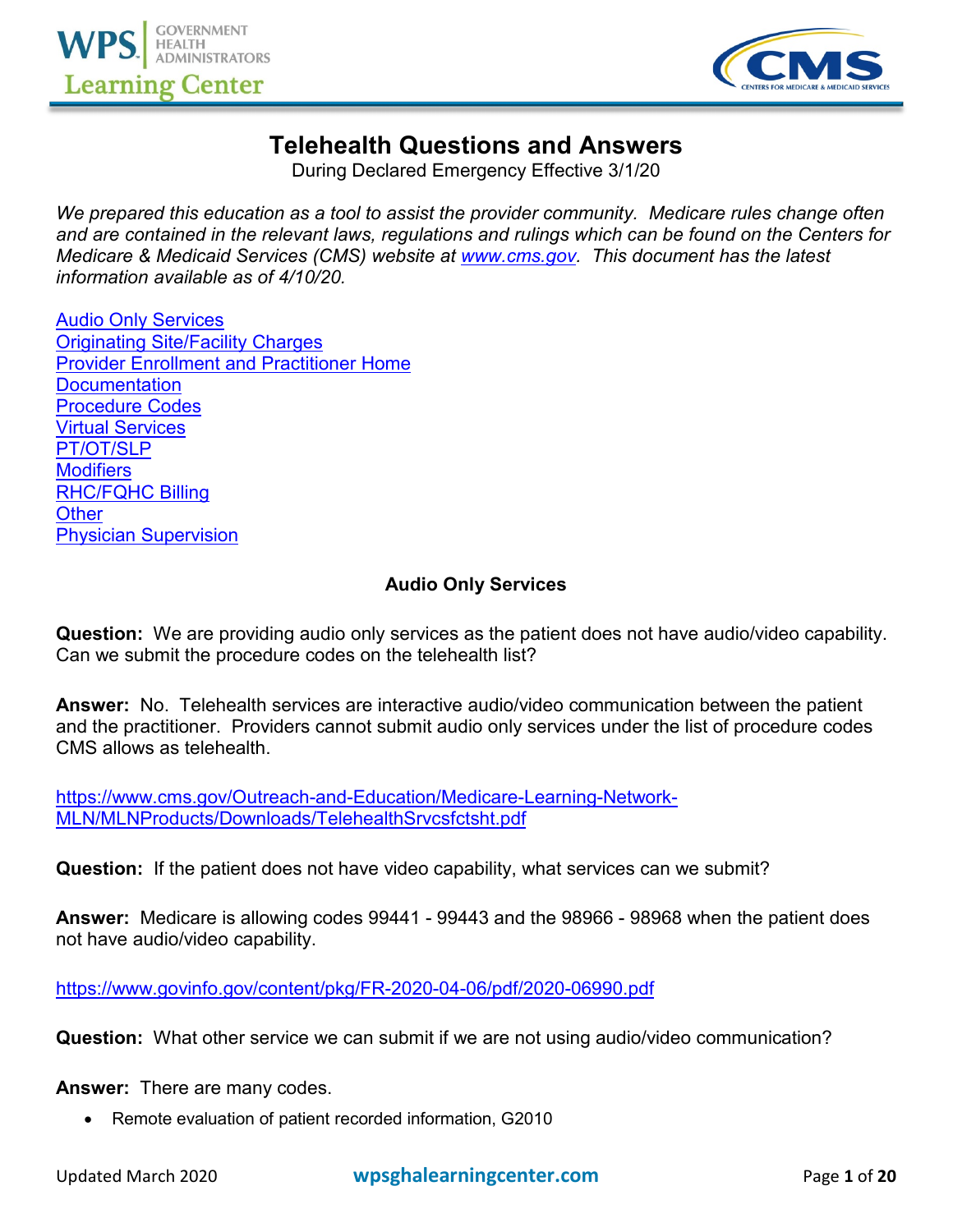# Telehealth Questions and Answers

During Declared Emergency Effective 3/1/20

*We prepared this education as a tool to assist the provider community. Medicare rules change often and are contained in the relevant laws, regulations and rulings which can be found on the Centers for Medicare & Medicaid Services (CMS) website at [www.cms.gov](http://www.cms.gov). This document has the latest information available as of 4/10/20.*

[Audio Only Services](#audio-only-services)
[Originating Site/Facility Charges](#)
[Provider Enrollment and Practitioner Home](#)
[Documentation](#)
[Procedure Codes](#)
[Virtual Services](#)
[PT/OT/SLP](#)
[Modifiers](#)
[RHC/FQHC Billing](#)
[Other](#)
[Physician Supervision](#)

## Audio Only Services

**Question:** We are providing audio only services as the patient does not have audio/video capability. Can we submit the procedure codes on the telehealth list?

**Answer:** No. Telehealth services are interactive audio/video communication between the patient and the practitioner. Providers cannot submit audio only services under the list of procedure codes CMS allows as telehealth.

https://www.cms.gov/Outreach-and-Education/Medicare-Learning-Network-MLN/MLNProducts/Downloads/TelehealthSrvcsfctsht.pdf

**Question:** If the patient does not have video capability, what services can we submit?

**Answer:** Medicare is allowing codes 99441 - 99443 and the 98966 - 98968 when the patient does not have audio/video capability.

https://www.govinfo.gov/content/pkg/FR-2020-04-06/pdf/2020-06990.pdf

**Question:** What other service we can submit if we are not using audio/video communication?

**Answer:** There are many codes.

- Remote evaluation of patient recorded information, G2010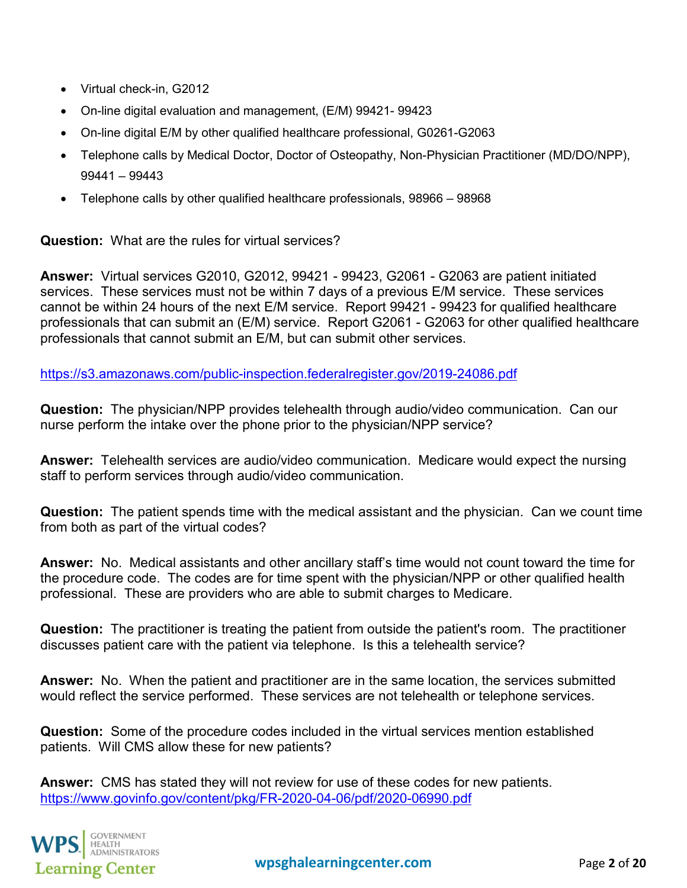- Virtual check-in, G2012
- On-line digital evaluation and management, (E/M) 99421- 99423
- On-line digital E/M by other qualified healthcare professional, G0261-G2063
- Telephone calls by Medical Doctor, Doctor of Osteopathy, Non-Physician Practitioner (MD/DO/NPP), 99441 – 99443
- Telephone calls by other qualified healthcare professionals, 98966 – 98968

**Question:** What are the rules for virtual services?

**Answer:** Virtual services G2010, G2012, 99421 - 99423, G2061 - G2063 are patient initiated services. These services must not be within 7 days of a previous E/M service. These services cannot be within 24 hours of the next E/M service. Report 99421 - 99423 for qualified healthcare professionals that can submit an (E/M) service. Report G2061 - G2063 for other qualified healthcare professionals that cannot submit an E/M, but can submit other services.

https://s3.amazonaws.com/public-inspection.federalregister.gov/2019-24086.pdf

**Question:** The physician/NPP provides telehealth through audio/video communication. Can our nurse perform the intake over the phone prior to the physician/NPP service?

**Answer:** Telehealth services are audio/video communication. Medicare would expect the nursing staff to perform services through audio/video communication.

**Question:** The patient spends time with the medical assistant and the physician. Can we count time from both as part of the virtual codes?

**Answer:** No. Medical assistants and other ancillary staff's time would not count toward the time for the procedure code. The codes are for time spent with the physician/NPP or other qualified health professional. These are providers who are able to submit charges to Medicare.

**Question:** The practitioner is treating the patient from outside the patient's room. The practitioner discusses patient care with the patient via telephone. Is this a telehealth service?

**Answer:** No. When the patient and practitioner are in the same location, the services submitted would reflect the service performed. These services are not telehealth or telephone services.

**Question:** Some of the procedure codes included in the virtual services mention established patients. Will CMS allow these for new patients?

**Answer:** CMS has stated they will not review for use of these codes for new patients.
https://www.govinfo.gov/content/pkg/FR-2020-04-06/pdf/2020-06990.pdf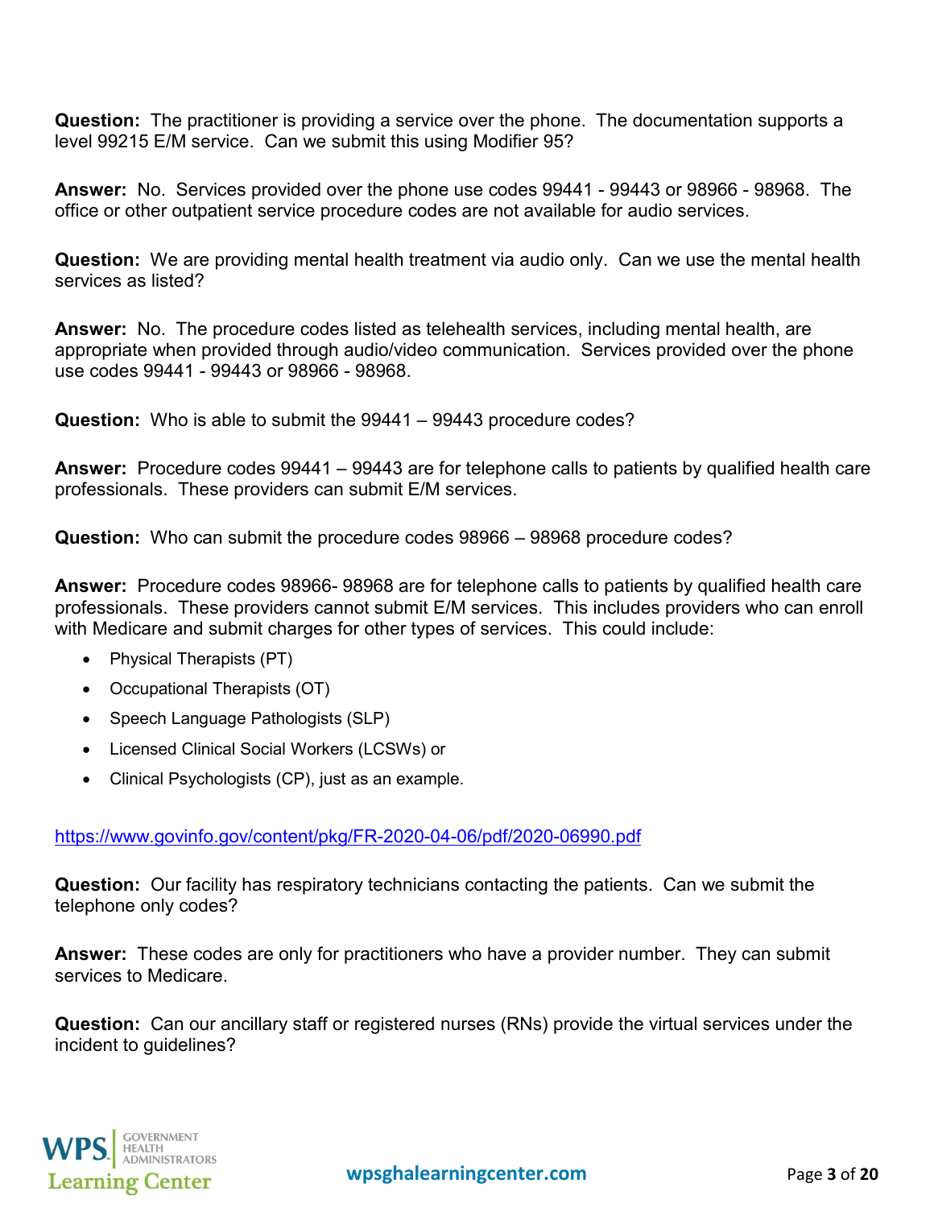**Question:** The practitioner is providing a service over the phone. The documentation supports a level 99215 E/M service. Can we submit this using Modifier 95?

**Answer:** No. Services provided over the phone use codes 99441 - 99443 or 98966 - 98968. The office or other outpatient service procedure codes are not available for audio services.

**Question:** We are providing mental health treatment via audio only. Can we use the mental health services as listed?

**Answer:** No. The procedure codes listed as telehealth services, including mental health, are appropriate when provided through audio/video communication. Services provided over the phone use codes 99441 - 99443 or 98966 - 98968.

**Question:** Who is able to submit the 99441 – 99443 procedure codes?

**Answer:** Procedure codes 99441 – 99443 are for telephone calls to patients by qualified health care professionals. These providers can submit E/M services.

**Question:** Who can submit the procedure codes 98966 – 98968 procedure codes?

**Answer:** Procedure codes 98966- 98968 are for telephone calls to patients by qualified health care professionals. These providers cannot submit E/M services. This includes providers who can enroll with Medicare and submit charges for other types of services. This could include:

- Physical Therapists (PT)
- Occupational Therapists (OT)
- Speech Language Pathologists (SLP)
- Licensed Clinical Social Workers (LCSWs) or
- Clinical Psychologists (CP), just as an example.

https://www.govinfo.gov/content/pkg/FR-2020-04-06/pdf/2020-06990.pdf

**Question:** Our facility has respiratory technicians contacting the patients. Can we submit the telephone only codes?

**Answer:** These codes are only for practitioners who have a provider number. They can submit services to Medicare.

**Question:** Can our ancillary staff or registered nurses (RNs) provide the virtual services under the incident to guidelines?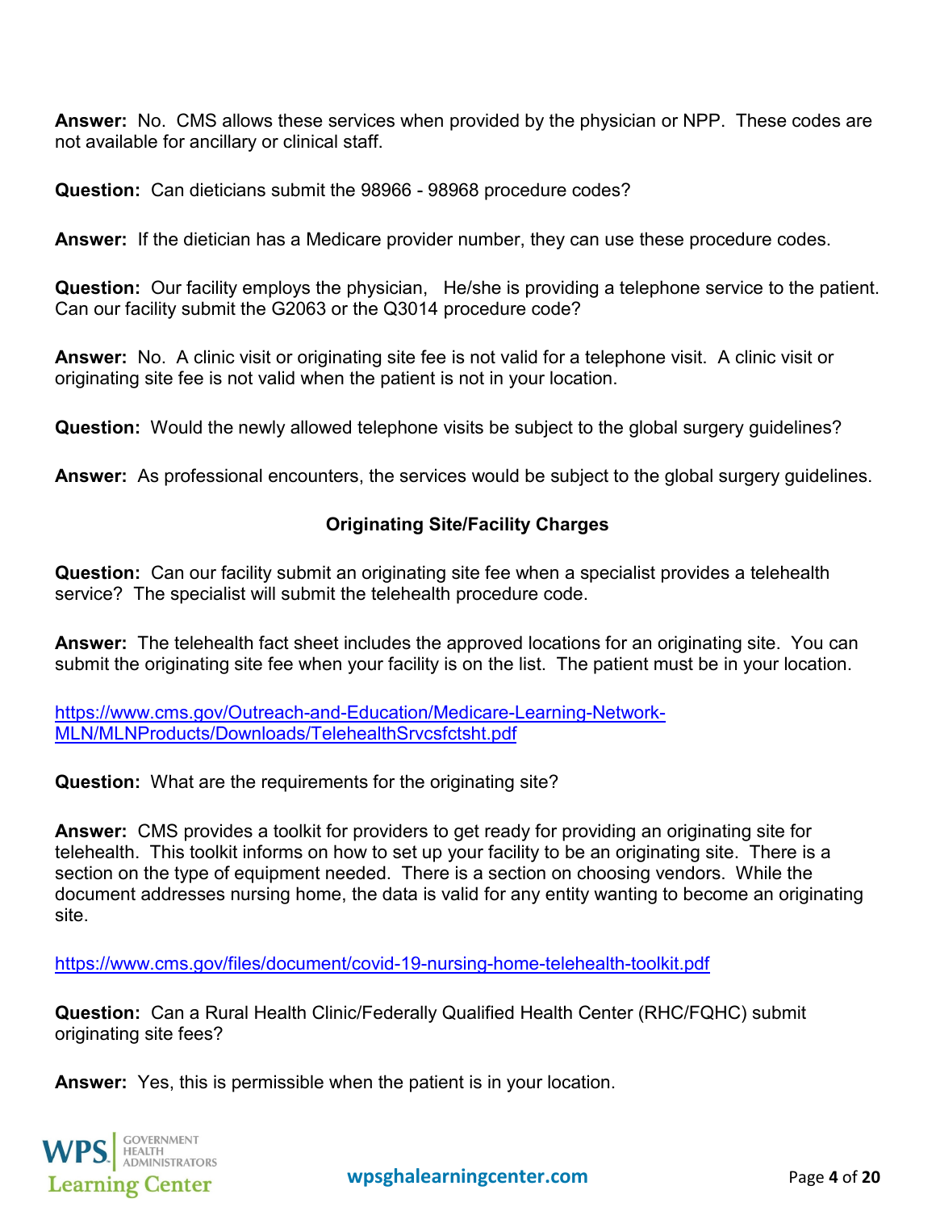**Answer:** No. CMS allows these services when provided by the physician or NPP. These codes are not available for ancillary or clinical staff.

**Question:** Can dieticians submit the 98966 - 98968 procedure codes?

**Answer:** If the dietician has a Medicare provider number, they can use these procedure codes.

**Question:** Our facility employs the physician, He/she is providing a telephone service to the patient. Can our facility submit the G2063 or the Q3014 procedure code?

**Answer:** No. A clinic visit or originating site fee is not valid for a telephone visit. A clinic visit or originating site fee is not valid when the patient is not in your location.

**Question:** Would the newly allowed telephone visits be subject to the global surgery guidelines?

**Answer:** As professional encounters, the services would be subject to the global surgery guidelines.

## Originating Site/Facility Charges

**Question:** Can our facility submit an originating site fee when a specialist provides a telehealth service? The specialist will submit the telehealth procedure code.

**Answer:** The telehealth fact sheet includes the approved locations for an originating site. You can submit the originating site fee when your facility is on the list. The patient must be in your location.

https://www.cms.gov/Outreach-and-Education/Medicare-Learning-Network-MLN/MLNProducts/Downloads/TelehealthSrvcsfctsht.pdf

**Question:** What are the requirements for the originating site?

**Answer:** CMS provides a toolkit for providers to get ready for providing an originating site for telehealth. This toolkit informs on how to set up your facility to be an originating site. There is a section on the type of equipment needed. There is a section on choosing vendors. While the document addresses nursing home, the data is valid for any entity wanting to become an originating site.

https://www.cms.gov/files/document/covid-19-nursing-home-telehealth-toolkit.pdf

**Question:** Can a Rural Health Clinic/Federally Qualified Health Center (RHC/FQHC) submit originating site fees?

**Answer:** Yes, this is permissible when the patient is in your location.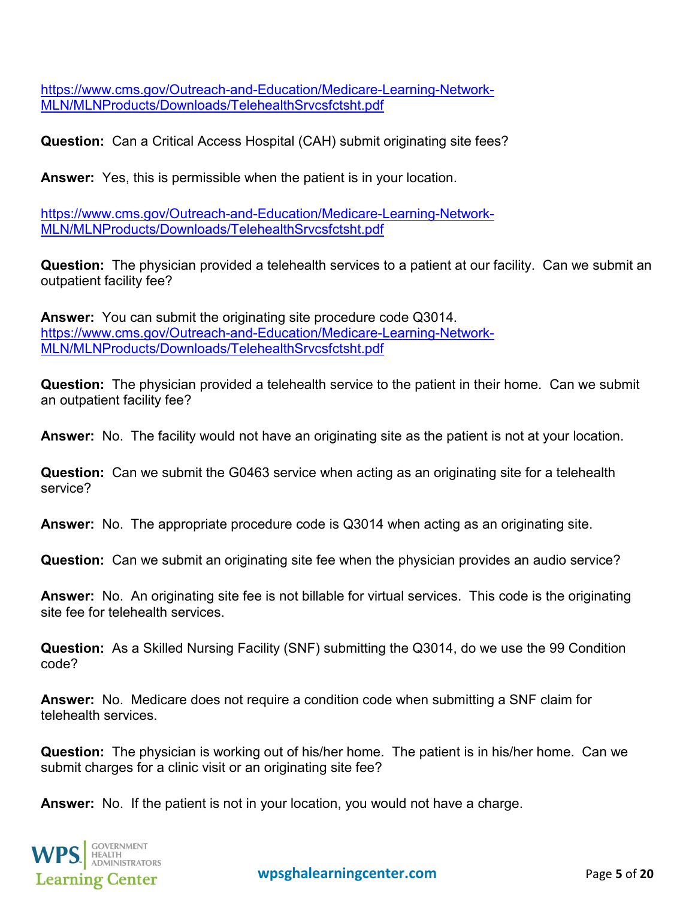https://www.cms.gov/Outreach-and-Education/Medicare-Learning-Network-MLN/MLNProducts/Downloads/TelehealthSrvcsfctsht.pdf

**Question:** Can a Critical Access Hospital (CAH) submit originating site fees?

**Answer:** Yes, this is permissible when the patient is in your location.

https://www.cms.gov/Outreach-and-Education/Medicare-Learning-Network-MLN/MLNProducts/Downloads/TelehealthSrvcsfctsht.pdf

**Question:** The physician provided a telehealth services to a patient at our facility. Can we submit an outpatient facility fee?

**Answer:** You can submit the originating site procedure code Q3014.
https://www.cms.gov/Outreach-and-Education/Medicare-Learning-Network-MLN/MLNProducts/Downloads/TelehealthSrvcsfctsht.pdf

**Question:** The physician provided a telehealth service to the patient in their home. Can we submit an outpatient facility fee?

**Answer:** No. The facility would not have an originating site as the patient is not at your location.

**Question:** Can we submit the G0463 service when acting as an originating site for a telehealth service?

**Answer:** No. The appropriate procedure code is Q3014 when acting as an originating site.

**Question:** Can we submit an originating site fee when the physician provides an audio service?

**Answer:** No. An originating site fee is not billable for virtual services. This code is the originating site fee for telehealth services.

**Question:** As a Skilled Nursing Facility (SNF) submitting the Q3014, do we use the 99 Condition code?

**Answer:** No. Medicare does not require a condition code when submitting a SNF claim for telehealth services.

**Question:** The physician is working out of his/her home. The patient is in his/her home. Can we submit charges for a clinic visit or an originating site fee?

**Answer:** No. If the patient is not in your location, you would not have a charge.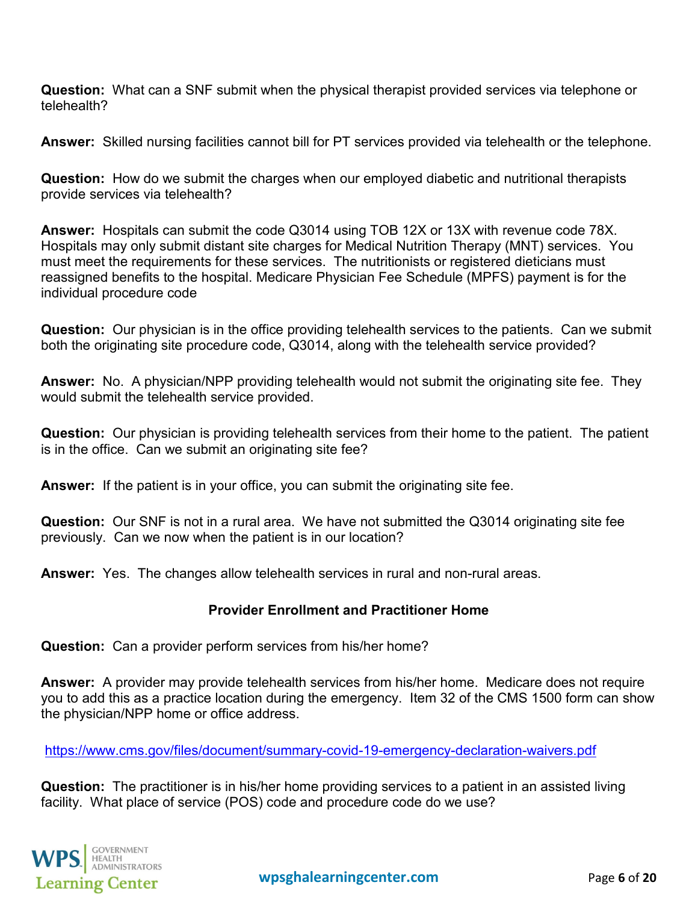**Question:** What can a SNF submit when the physical therapist provided services via telephone or telehealth?

**Answer:** Skilled nursing facilities cannot bill for PT services provided via telehealth or the telephone.

**Question:** How do we submit the charges when our employed diabetic and nutritional therapists provide services via telehealth?

**Answer:** Hospitals can submit the code Q3014 using TOB 12X or 13X with revenue code 78X. Hospitals may only submit distant site charges for Medical Nutrition Therapy (MNT) services. You must meet the requirements for these services. The nutritionists or registered dieticians must reassigned benefits to the hospital. Medicare Physician Fee Schedule (MPFS) payment is for the individual procedure code

**Question:** Our physician is in the office providing telehealth services to the patients. Can we submit both the originating site procedure code, Q3014, along with the telehealth service provided?

**Answer:** No. A physician/NPP providing telehealth would not submit the originating site fee. They would submit the telehealth service provided.

**Question:** Our physician is providing telehealth services from their home to the patient. The patient is in the office. Can we submit an originating site fee?

**Answer:** If the patient is in your office, you can submit the originating site fee.

**Question:** Our SNF is not in a rural area. We have not submitted the Q3014 originating site fee previously. Can we now when the patient is in our location?

**Answer:** Yes. The changes allow telehealth services in rural and non-rural areas.

## Provider Enrollment and Practitioner Home

**Question:** Can a provider perform services from his/her home?

**Answer:** A provider may provide telehealth services from his/her home. Medicare does not require you to add this as a practice location during the emergency. Item 32 of the CMS 1500 form can show the physician/NPP home or office address.

https://www.cms.gov/files/document/summary-covid-19-emergency-declaration-waivers.pdf

**Question:** The practitioner is in his/her home providing services to a patient in an assisted living facility. What place of service (POS) code and procedure code do we use?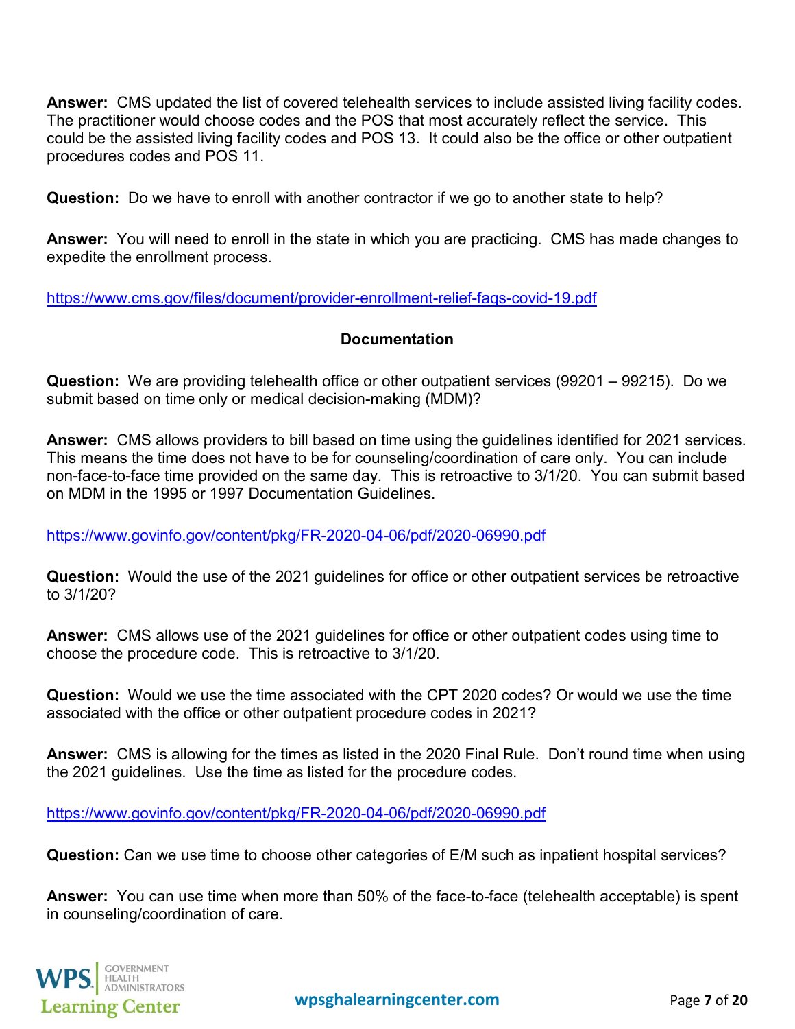**Answer:** CMS updated the list of covered telehealth services to include assisted living facility codes. The practitioner would choose codes and the POS that most accurately reflect the service. This could be the assisted living facility codes and POS 13. It could also be the office or other outpatient procedures codes and POS 11.

**Question:** Do we have to enroll with another contractor if we go to another state to help?

**Answer:** You will need to enroll in the state in which you are practicing. CMS has made changes to expedite the enrollment process.

https://www.cms.gov/files/document/provider-enrollment-relief-faqs-covid-19.pdf

## Documentation

**Question:** We are providing telehealth office or other outpatient services (99201 – 99215). Do we submit based on time only or medical decision-making (MDM)?

**Answer:** CMS allows providers to bill based on time using the guidelines identified for 2021 services. This means the time does not have to be for counseling/coordination of care only. You can include non-face-to-face time provided on the same day. This is retroactive to 3/1/20. You can submit based on MDM in the 1995 or 1997 Documentation Guidelines.

https://www.govinfo.gov/content/pkg/FR-2020-04-06/pdf/2020-06990.pdf

**Question:** Would the use of the 2021 guidelines for office or other outpatient services be retroactive to 3/1/20?

**Answer:** CMS allows use of the 2021 guidelines for office or other outpatient codes using time to choose the procedure code. This is retroactive to 3/1/20.

**Question:** Would we use the time associated with the CPT 2020 codes? Or would we use the time associated with the office or other outpatient procedure codes in 2021?

**Answer:** CMS is allowing for the times as listed in the 2020 Final Rule. Don't round time when using the 2021 guidelines. Use the time as listed for the procedure codes.

https://www.govinfo.gov/content/pkg/FR-2020-04-06/pdf/2020-06990.pdf

**Question:** Can we use time to choose other categories of E/M such as inpatient hospital services?

**Answer:** You can use time when more than 50% of the face-to-face (telehealth acceptable) is spent in counseling/coordination of care.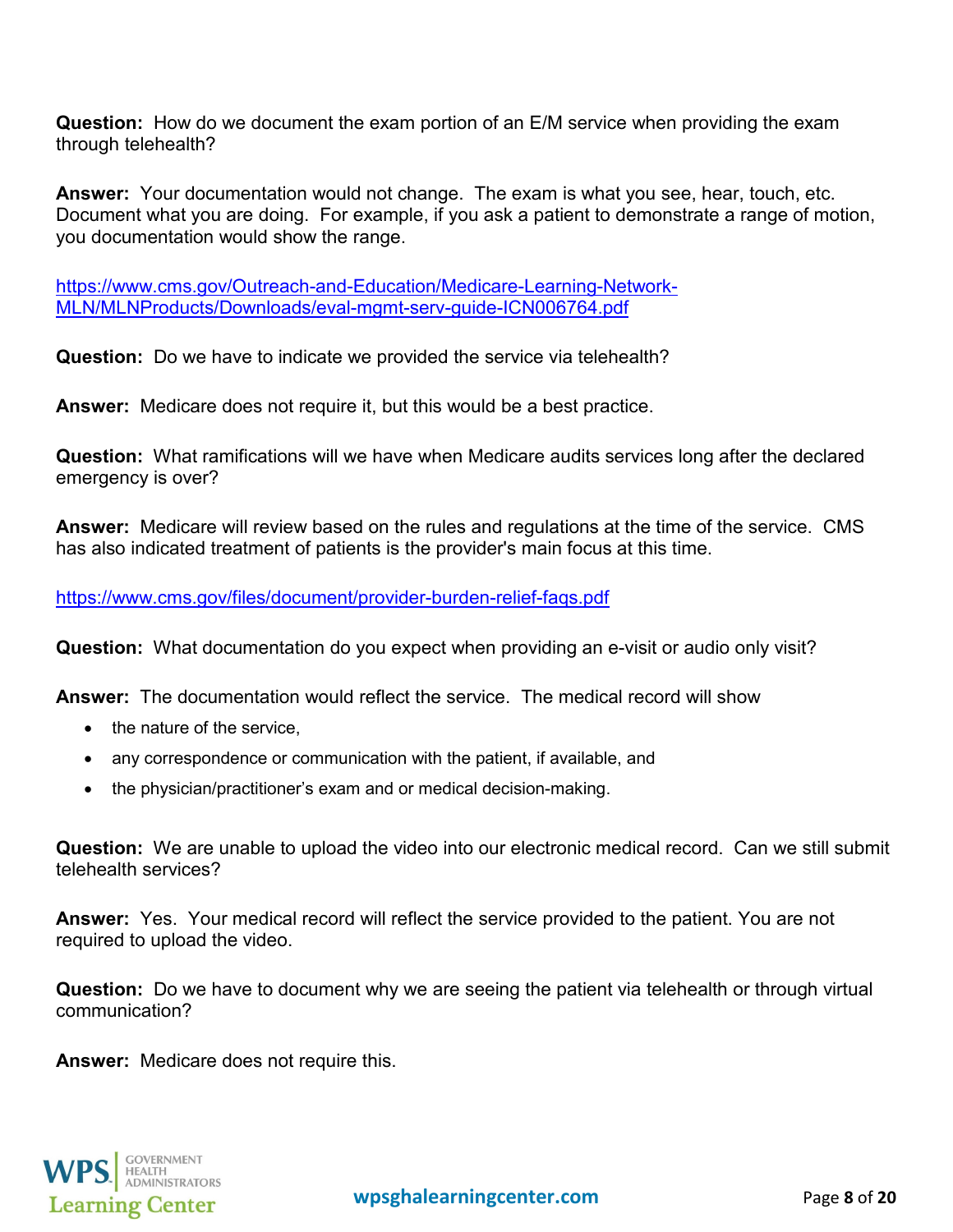**Question:** How do we document the exam portion of an E/M service when providing the exam through telehealth?

**Answer:** Your documentation would not change. The exam is what you see, hear, touch, etc. Document what you are doing. For example, if you ask a patient to demonstrate a range of motion, you documentation would show the range.

https://www.cms.gov/Outreach-and-Education/Medicare-Learning-Network-MLN/MLNProducts/Downloads/eval-mgmt-serv-guide-ICN006764.pdf

**Question:** Do we have to indicate we provided the service via telehealth?

**Answer:** Medicare does not require it, but this would be a best practice.

**Question:** What ramifications will we have when Medicare audits services long after the declared emergency is over?

**Answer:** Medicare will review based on the rules and regulations at the time of the service. CMS has also indicated treatment of patients is the provider's main focus at this time.

https://www.cms.gov/files/document/provider-burden-relief-faqs.pdf

**Question:** What documentation do you expect when providing an e-visit or audio only visit?

**Answer:** The documentation would reflect the service. The medical record will show

- the nature of the service,
- any correspondence or communication with the patient, if available, and
- the physician/practitioner's exam and or medical decision-making.

**Question:** We are unable to upload the video into our electronic medical record. Can we still submit telehealth services?

**Answer:** Yes. Your medical record will reflect the service provided to the patient. You are not required to upload the video.

**Question:** Do we have to document why we are seeing the patient via telehealth or through virtual communication?

**Answer:** Medicare does not require this.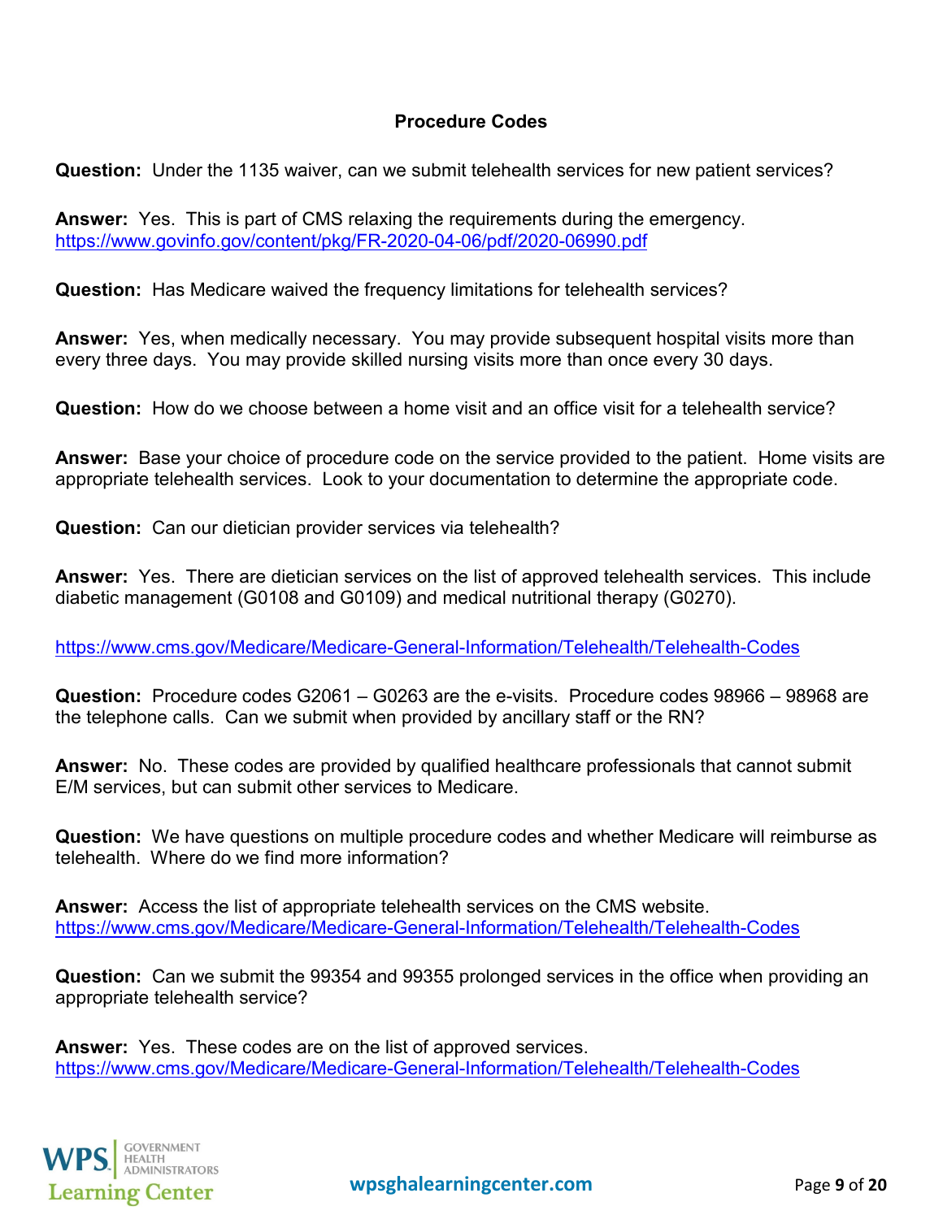## Procedure Codes

**Question:** Under the 1135 waiver, can we submit telehealth services for new patient services?

**Answer:** Yes. This is part of CMS relaxing the requirements during the emergency. https://www.govinfo.gov/content/pkg/FR-2020-04-06/pdf/2020-06990.pdf

**Question:** Has Medicare waived the frequency limitations for telehealth services?

**Answer:** Yes, when medically necessary. You may provide subsequent hospital visits more than every three days. You may provide skilled nursing visits more than once every 30 days.

**Question:** How do we choose between a home visit and an office visit for a telehealth service?

**Answer:** Base your choice of procedure code on the service provided to the patient. Home visits are appropriate telehealth services. Look to your documentation to determine the appropriate code.

**Question:** Can our dietician provider services via telehealth?

**Answer:** Yes. There are dietician services on the list of approved telehealth services. This include diabetic management (G0108 and G0109) and medical nutritional therapy (G0270).

https://www.cms.gov/Medicare/Medicare-General-Information/Telehealth/Telehealth-Codes

**Question:** Procedure codes G2061 – G0263 are the e-visits. Procedure codes 98966 – 98968 are the telephone calls. Can we submit when provided by ancillary staff or the RN?

**Answer:** No. These codes are provided by qualified healthcare professionals that cannot submit E/M services, but can submit other services to Medicare.

**Question:** We have questions on multiple procedure codes and whether Medicare will reimburse as telehealth. Where do we find more information?

**Answer:** Access the list of appropriate telehealth services on the CMS website. https://www.cms.gov/Medicare/Medicare-General-Information/Telehealth/Telehealth-Codes

**Question:** Can we submit the 99354 and 99355 prolonged services in the office when providing an appropriate telehealth service?

**Answer:** Yes. These codes are on the list of approved services. https://www.cms.gov/Medicare/Medicare-General-Information/Telehealth/Telehealth-Codes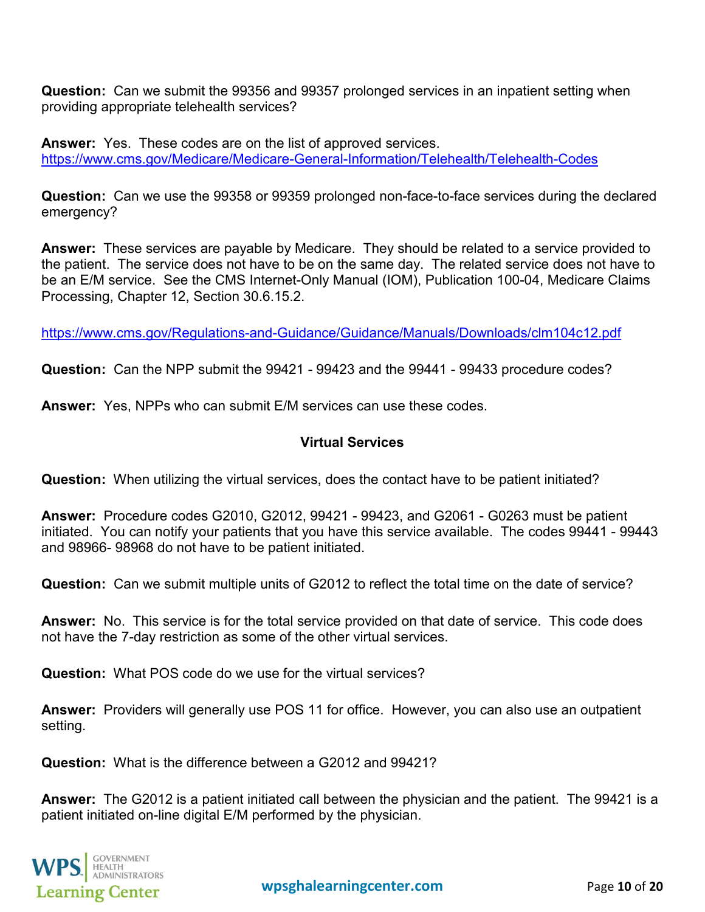**Question:** Can we submit the 99356 and 99357 prolonged services in an inpatient setting when providing appropriate telehealth services?

**Answer:** Yes. These codes are on the list of approved services.
https://www.cms.gov/Medicare/Medicare-General-Information/Telehealth/Telehealth-Codes

**Question:** Can we use the 99358 or 99359 prolonged non-face-to-face services during the declared emergency?

**Answer:** These services are payable by Medicare. They should be related to a service provided to the patient. The service does not have to be on the same day. The related service does not have to be an E/M service. See the CMS Internet-Only Manual (IOM), Publication 100-04, Medicare Claims Processing, Chapter 12, Section 30.6.15.2.

https://www.cms.gov/Regulations-and-Guidance/Guidance/Manuals/Downloads/clm104c12.pdf

**Question:** Can the NPP submit the 99421 - 99423 and the 99441 - 99433 procedure codes?

**Answer:** Yes, NPPs who can submit E/M services can use these codes.

## Virtual Services

**Question:** When utilizing the virtual services, does the contact have to be patient initiated?

**Answer:** Procedure codes G2010, G2012, 99421 - 99423, and G2061 - G0263 must be patient initiated. You can notify your patients that you have this service available. The codes 99441 - 99443 and 98966- 98968 do not have to be patient initiated.

**Question:** Can we submit multiple units of G2012 to reflect the total time on the date of service?

**Answer:** No. This service is for the total service provided on that date of service. This code does not have the 7-day restriction as some of the other virtual services.

**Question:** What POS code do we use for the virtual services?

**Answer:** Providers will generally use POS 11 for office. However, you can also use an outpatient setting.

**Question:** What is the difference between a G2012 and 99421?

**Answer:** The G2012 is a patient initiated call between the physician and the patient. The 99421 is a patient initiated on-line digital E/M performed by the physician.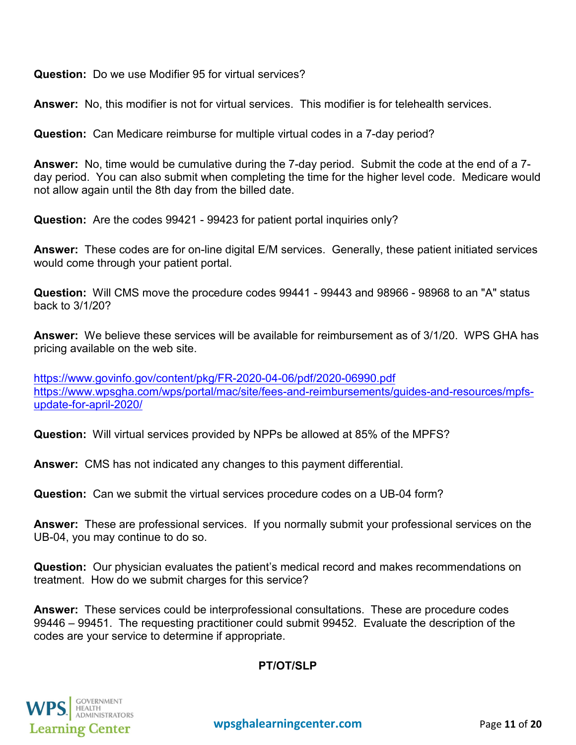**Question:** Do we use Modifier 95 for virtual services?

**Answer:** No, this modifier is not for virtual services. This modifier is for telehealth services.

**Question:** Can Medicare reimburse for multiple virtual codes in a 7-day period?

**Answer:** No, time would be cumulative during the 7-day period. Submit the code at the end of a 7-day period. You can also submit when completing the time for the higher level code. Medicare would not allow again until the 8th day from the billed date.

**Question:** Are the codes 99421 - 99423 for patient portal inquiries only?

**Answer:** These codes are for on-line digital E/M services. Generally, these patient initiated services would come through your patient portal.

**Question:** Will CMS move the procedure codes 99441 - 99443 and 98966 - 98968 to an "A" status back to 3/1/20?

**Answer:** We believe these services will be available for reimbursement as of 3/1/20. WPS GHA has pricing available on the web site.

https://www.govinfo.gov/content/pkg/FR-2020-04-06/pdf/2020-06990.pdf
https://www.wpsgha.com/wps/portal/mac/site/fees-and-reimbursements/guides-and-resources/mpfs-update-for-april-2020/

**Question:** Will virtual services provided by NPPs be allowed at 85% of the MPFS?

**Answer:** CMS has not indicated any changes to this payment differential.

**Question:** Can we submit the virtual services procedure codes on a UB-04 form?

**Answer:** These are professional services. If you normally submit your professional services on the UB-04, you may continue to do so.

**Question:** Our physician evaluates the patient's medical record and makes recommendations on treatment. How do we submit charges for this service?

**Answer:** These services could be interprofessional consultations. These are procedure codes 99446 – 99451. The requesting practitioner could submit 99452. Evaluate the description of the codes are your service to determine if appropriate.

## PT/OT/SLP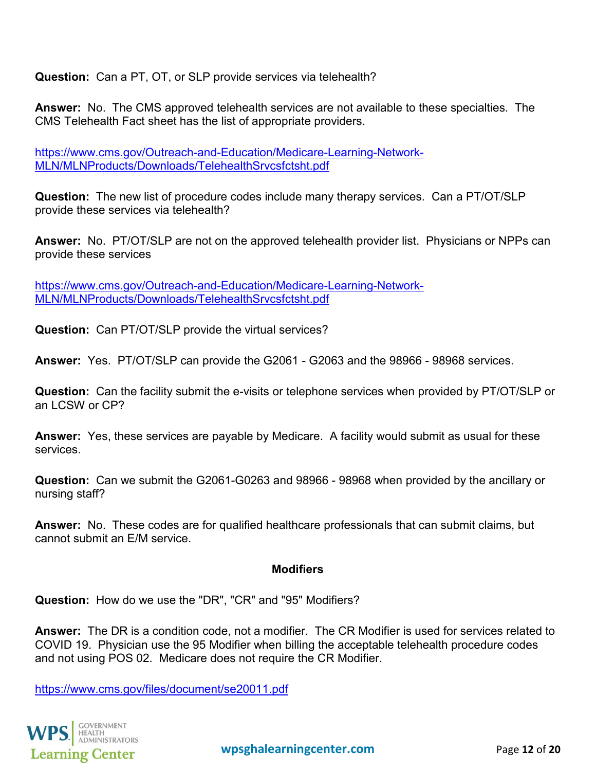**Question:** Can a PT, OT, or SLP provide services via telehealth?

**Answer:** No. The CMS approved telehealth services are not available to these specialties. The CMS Telehealth Fact sheet has the list of appropriate providers.

https://www.cms.gov/Outreach-and-Education/Medicare-Learning-Network-MLN/MLNProducts/Downloads/TelehealthSrvcsfctsht.pdf

**Question:** The new list of procedure codes include many therapy services. Can a PT/OT/SLP provide these services via telehealth?

**Answer:** No. PT/OT/SLP are not on the approved telehealth provider list. Physicians or NPPs can provide these services

https://www.cms.gov/Outreach-and-Education/Medicare-Learning-Network-MLN/MLNProducts/Downloads/TelehealthSrvcsfctsht.pdf

**Question:** Can PT/OT/SLP provide the virtual services?

**Answer:** Yes. PT/OT/SLP can provide the G2061 - G2063 and the 98966 - 98968 services.

**Question:** Can the facility submit the e-visits or telephone services when provided by PT/OT/SLP or an LCSW or CP?

**Answer:** Yes, these services are payable by Medicare. A facility would submit as usual for these services.

**Question:** Can we submit the G2061-G0263 and 98966 - 98968 when provided by the ancillary or nursing staff?

**Answer:** No. These codes are for qualified healthcare professionals that can submit claims, but cannot submit an E/M service.

## Modifiers

**Question:** How do we use the "DR", "CR" and "95" Modifiers?

**Answer:** The DR is a condition code, not a modifier. The CR Modifier is used for services related to COVID 19. Physician use the 95 Modifier when billing the acceptable telehealth procedure codes and not using POS 02. Medicare does not require the CR Modifier.

https://www.cms.gov/files/document/se20011.pdf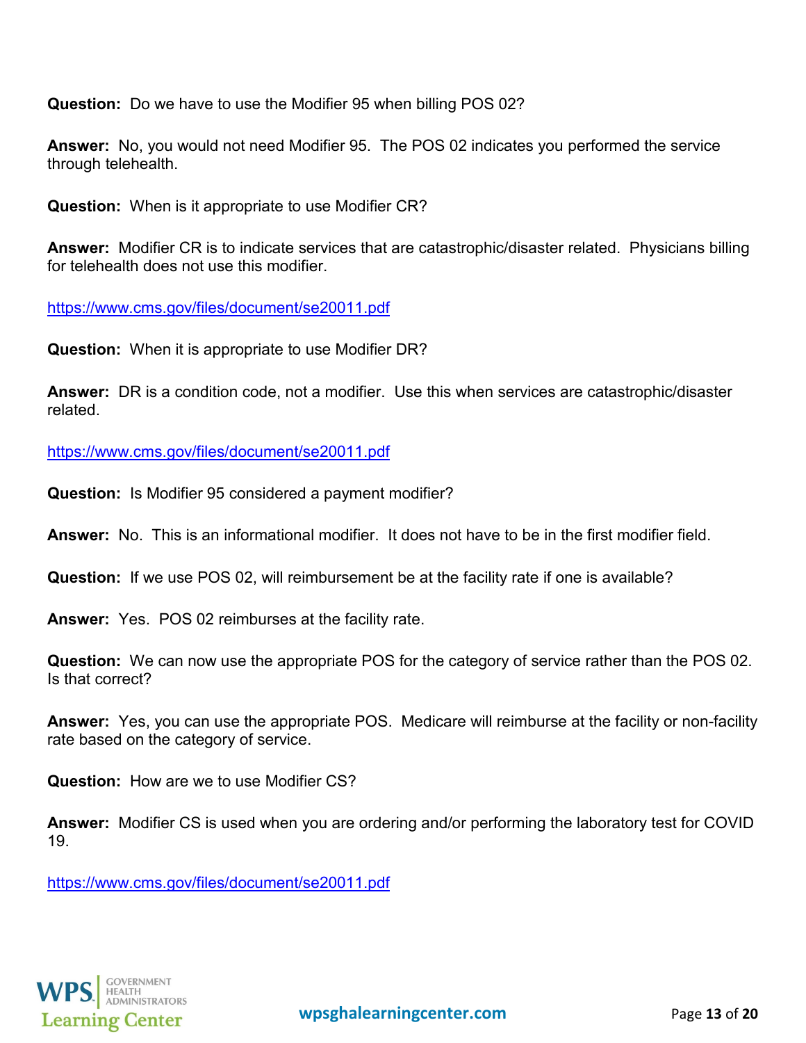**Question:** Do we have to use the Modifier 95 when billing POS 02?

**Answer:** No, you would not need Modifier 95. The POS 02 indicates you performed the service through telehealth.

**Question:** When is it appropriate to use Modifier CR?

**Answer:** Modifier CR is to indicate services that are catastrophic/disaster related. Physicians billing for telehealth does not use this modifier.

https://www.cms.gov/files/document/se20011.pdf

**Question:** When it is appropriate to use Modifier DR?

**Answer:** DR is a condition code, not a modifier. Use this when services are catastrophic/disaster related.

https://www.cms.gov/files/document/se20011.pdf

**Question:** Is Modifier 95 considered a payment modifier?

**Answer:** No. This is an informational modifier. It does not have to be in the first modifier field.

**Question:** If we use POS 02, will reimbursement be at the facility rate if one is available?

**Answer:** Yes. POS 02 reimburses at the facility rate.

**Question:** We can now use the appropriate POS for the category of service rather than the POS 02. Is that correct?

**Answer:** Yes, you can use the appropriate POS. Medicare will reimburse at the facility or non-facility rate based on the category of service.

**Question:** How are we to use Modifier CS?

**Answer:** Modifier CS is used when you are ordering and/or performing the laboratory test for COVID 19.

https://www.cms.gov/files/document/se20011.pdf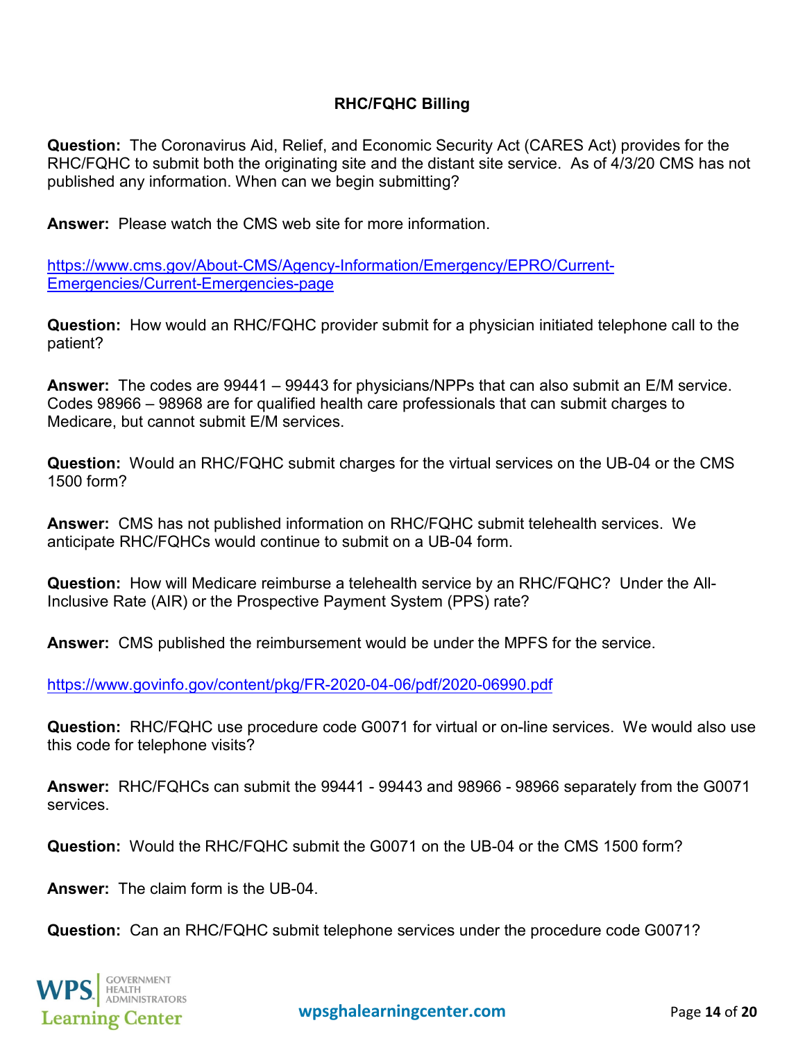## RHC/FQHC Billing

**Question:** The Coronavirus Aid, Relief, and Economic Security Act (CARES Act) provides for the RHC/FQHC to submit both the originating site and the distant site service. As of 4/3/20 CMS has not published any information. When can we begin submitting?

**Answer:** Please watch the CMS web site for more information.

https://www.cms.gov/About-CMS/Agency-Information/Emergency/EPRO/Current-Emergencies/Current-Emergencies-page

**Question:** How would an RHC/FQHC provider submit for a physician initiated telephone call to the patient?

**Answer:** The codes are 99441 – 99443 for physicians/NPPs that can also submit an E/M service. Codes 98966 – 98968 are for qualified health care professionals that can submit charges to Medicare, but cannot submit E/M services.

**Question:** Would an RHC/FQHC submit charges for the virtual services on the UB-04 or the CMS 1500 form?

**Answer:** CMS has not published information on RHC/FQHC submit telehealth services. We anticipate RHC/FQHCs would continue to submit on a UB-04 form.

**Question:** How will Medicare reimburse a telehealth service by an RHC/FQHC? Under the All-Inclusive Rate (AIR) or the Prospective Payment System (PPS) rate?

**Answer:** CMS published the reimbursement would be under the MPFS for the service.

https://www.govinfo.gov/content/pkg/FR-2020-04-06/pdf/2020-06990.pdf

**Question:** RHC/FQHC use procedure code G0071 for virtual or on-line services. We would also use this code for telephone visits?

**Answer:** RHC/FQHCs can submit the 99441 - 99443 and 98966 - 98966 separately from the G0071 services.

**Question:** Would the RHC/FQHC submit the G0071 on the UB-04 or the CMS 1500 form?

**Answer:** The claim form is the UB-04.

**Question:** Can an RHC/FQHC submit telephone services under the procedure code G0071?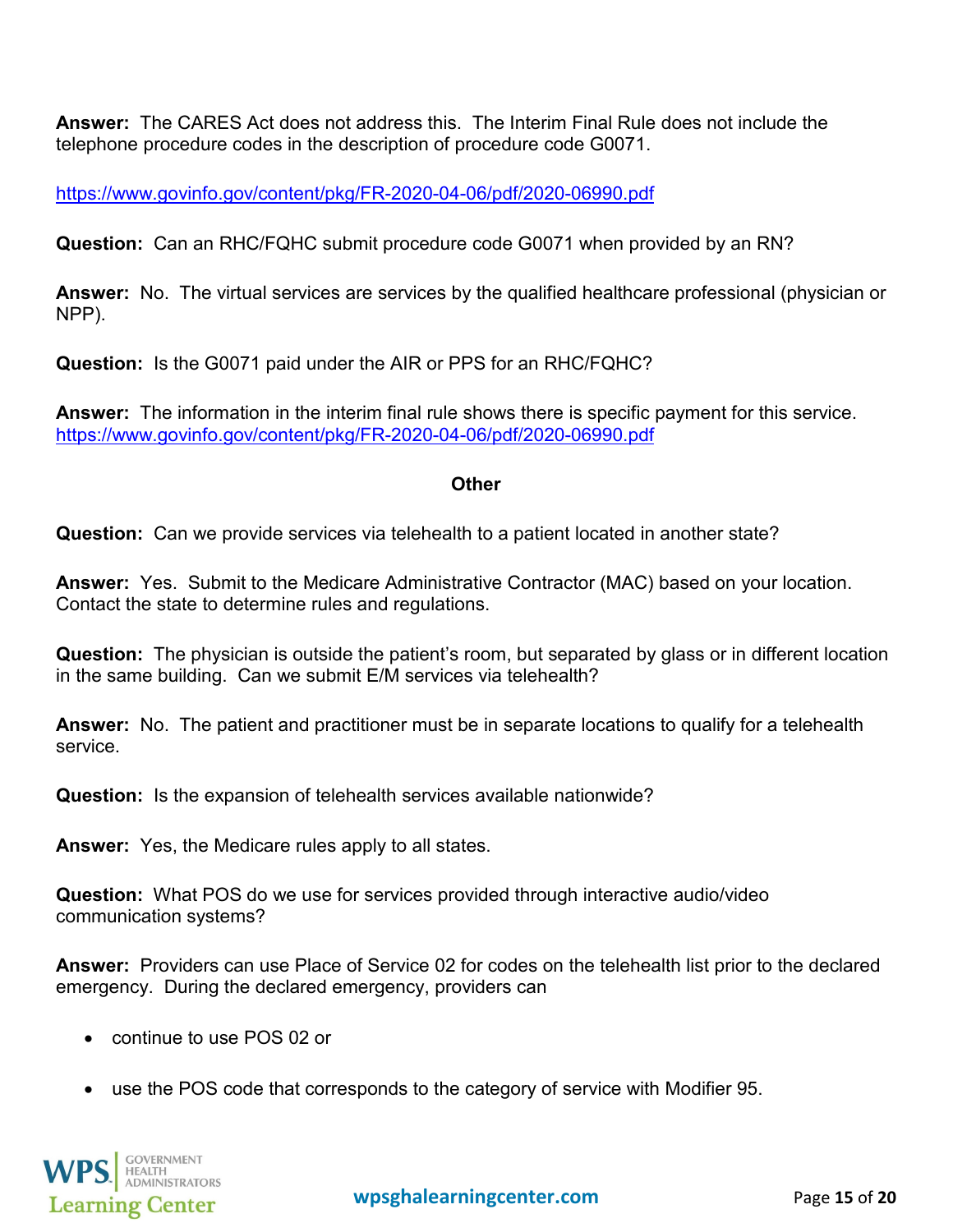**Answer:** The CARES Act does not address this. The Interim Final Rule does not include the telephone procedure codes in the description of procedure code G0071.

https://www.govinfo.gov/content/pkg/FR-2020-04-06/pdf/2020-06990.pdf

**Question:** Can an RHC/FQHC submit procedure code G0071 when provided by an RN?

**Answer:** No. The virtual services are services by the qualified healthcare professional (physician or NPP).

**Question:** Is the G0071 paid under the AIR or PPS for an RHC/FQHC?

**Answer:** The information in the interim final rule shows there is specific payment for this service. https://www.govinfo.gov/content/pkg/FR-2020-04-06/pdf/2020-06990.pdf

### Other

**Question:** Can we provide services via telehealth to a patient located in another state?

**Answer:** Yes. Submit to the Medicare Administrative Contractor (MAC) based on your location. Contact the state to determine rules and regulations.

**Question:** The physician is outside the patient's room, but separated by glass or in different location in the same building. Can we submit E/M services via telehealth?

**Answer:** No. The patient and practitioner must be in separate locations to qualify for a telehealth service.

**Question:** Is the expansion of telehealth services available nationwide?

**Answer:** Yes, the Medicare rules apply to all states.

**Question:** What POS do we use for services provided through interactive audio/video communication systems?

**Answer:** Providers can use Place of Service 02 for codes on the telehealth list prior to the declared emergency. During the declared emergency, providers can

- continue to use POS 02 or
- use the POS code that corresponds to the category of service with Modifier 95.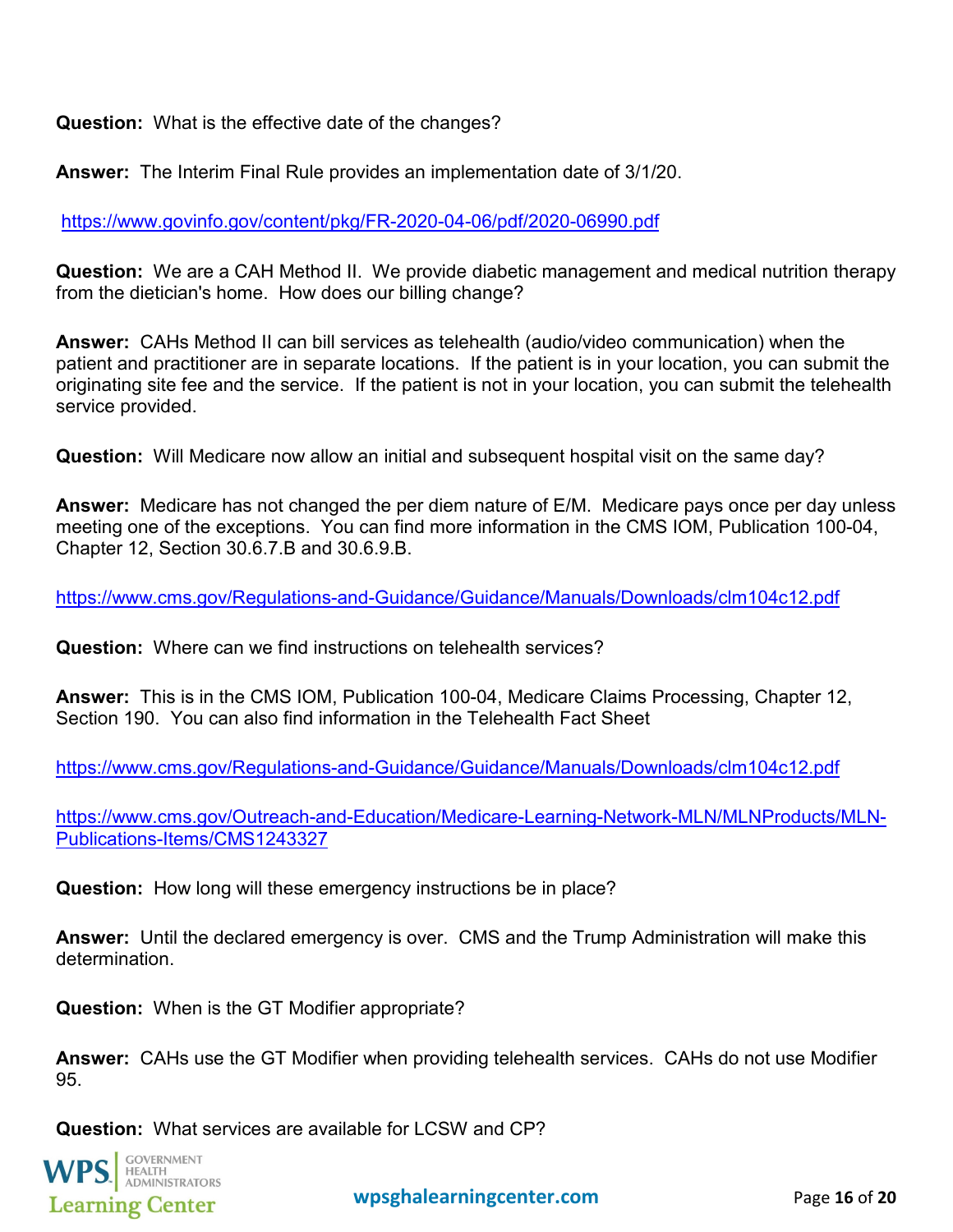**Question:** What is the effective date of the changes?

**Answer:** The Interim Final Rule provides an implementation date of 3/1/20.

https://www.govinfo.gov/content/pkg/FR-2020-04-06/pdf/2020-06990.pdf

**Question:** We are a CAH Method II. We provide diabetic management and medical nutrition therapy from the dietician's home. How does our billing change?

**Answer:** CAHs Method II can bill services as telehealth (audio/video communication) when the patient and practitioner are in separate locations. If the patient is in your location, you can submit the originating site fee and the service. If the patient is not in your location, you can submit the telehealth service provided.

**Question:** Will Medicare now allow an initial and subsequent hospital visit on the same day?

**Answer:** Medicare has not changed the per diem nature of E/M. Medicare pays once per day unless meeting one of the exceptions. You can find more information in the CMS IOM, Publication 100-04, Chapter 12, Section 30.6.7.B and 30.6.9.B.

https://www.cms.gov/Regulations-and-Guidance/Guidance/Manuals/Downloads/clm104c12.pdf

**Question:** Where can we find instructions on telehealth services?

**Answer:** This is in the CMS IOM, Publication 100-04, Medicare Claims Processing, Chapter 12, Section 190. You can also find information in the Telehealth Fact Sheet

https://www.cms.gov/Regulations-and-Guidance/Guidance/Manuals/Downloads/clm104c12.pdf

https://www.cms.gov/Outreach-and-Education/Medicare-Learning-Network-MLN/MLNProducts/MLN-Publications-Items/CMS1243327

**Question:** How long will these emergency instructions be in place?

**Answer:** Until the declared emergency is over. CMS and the Trump Administration will make this determination.

**Question:** When is the GT Modifier appropriate?

**Answer:** CAHs use the GT Modifier when providing telehealth services. CAHs do not use Modifier 95.

**Question:** What services are available for LCSW and CP?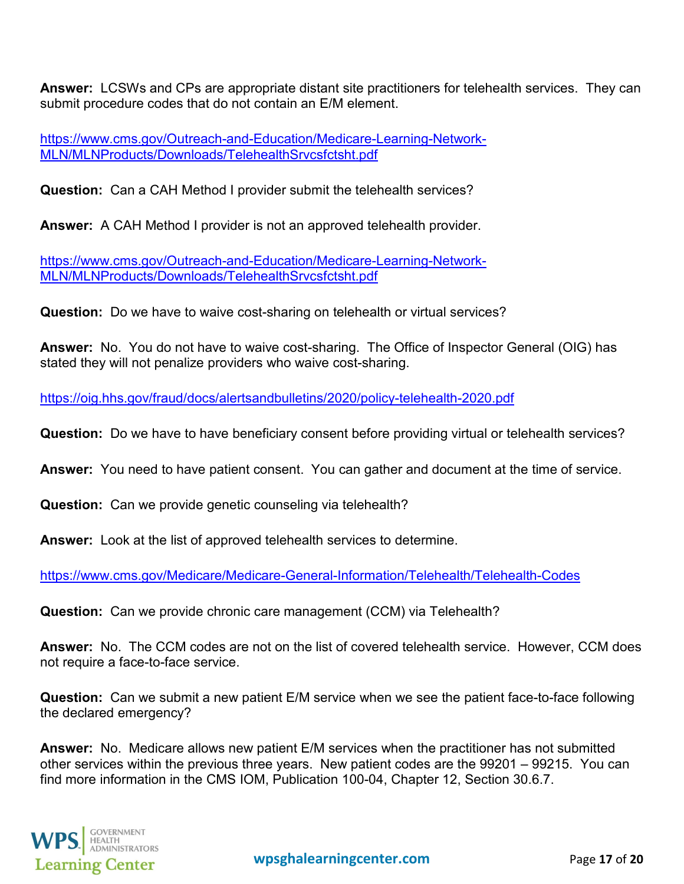**Answer:** LCSWs and CPs are appropriate distant site practitioners for telehealth services. They can submit procedure codes that do not contain an E/M element.

https://www.cms.gov/Outreach-and-Education/Medicare-Learning-Network-MLN/MLNProducts/Downloads/TelehealthSrvcsfctsht.pdf

**Question:** Can a CAH Method I provider submit the telehealth services?

**Answer:** A CAH Method I provider is not an approved telehealth provider.

https://www.cms.gov/Outreach-and-Education/Medicare-Learning-Network-MLN/MLNProducts/Downloads/TelehealthSrvcsfctsht.pdf

**Question:** Do we have to waive cost-sharing on telehealth or virtual services?

**Answer:** No. You do not have to waive cost-sharing. The Office of Inspector General (OIG) has stated they will not penalize providers who waive cost-sharing.

https://oig.hhs.gov/fraud/docs/alertsandbulletins/2020/policy-telehealth-2020.pdf

**Question:** Do we have to have beneficiary consent before providing virtual or telehealth services?

**Answer:** You need to have patient consent. You can gather and document at the time of service.

**Question:** Can we provide genetic counseling via telehealth?

**Answer:** Look at the list of approved telehealth services to determine.

https://www.cms.gov/Medicare/Medicare-General-Information/Telehealth/Telehealth-Codes

**Question:** Can we provide chronic care management (CCM) via Telehealth?

**Answer:** No. The CCM codes are not on the list of covered telehealth service. However, CCM does not require a face-to-face service.

**Question:** Can we submit a new patient E/M service when we see the patient face-to-face following the declared emergency?

**Answer:** No. Medicare allows new patient E/M services when the practitioner has not submitted other services within the previous three years. New patient codes are the 99201 – 99215. You can find more information in the CMS IOM, Publication 100-04, Chapter 12, Section 30.6.7.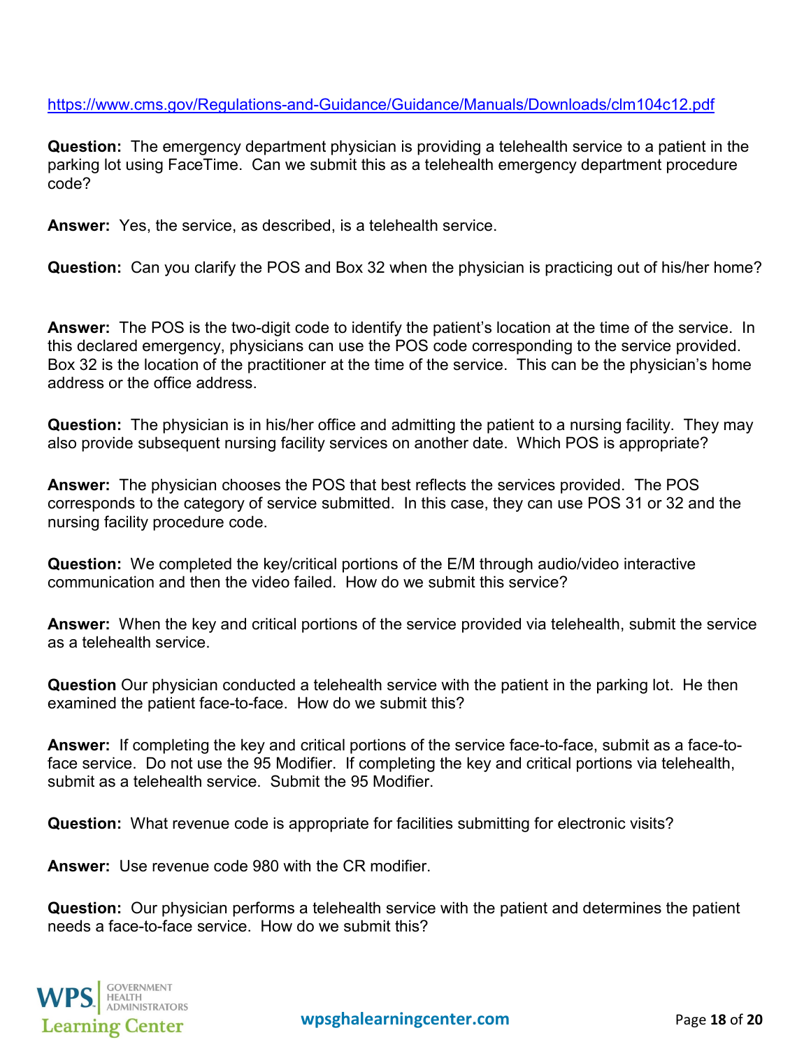https://www.cms.gov/Regulations-and-Guidance/Guidance/Manuals/Downloads/clm104c12.pdf

**Question:** The emergency department physician is providing a telehealth service to a patient in the parking lot using FaceTime. Can we submit this as a telehealth emergency department procedure code?

**Answer:** Yes, the service, as described, is a telehealth service.

**Question:** Can you clarify the POS and Box 32 when the physician is practicing out of his/her home?

**Answer:** The POS is the two-digit code to identify the patient's location at the time of the service. In this declared emergency, physicians can use the POS code corresponding to the service provided. Box 32 is the location of the practitioner at the time of the service. This can be the physician's home address or the office address.

**Question:** The physician is in his/her office and admitting the patient to a nursing facility. They may also provide subsequent nursing facility services on another date. Which POS is appropriate?

**Answer:** The physician chooses the POS that best reflects the services provided. The POS corresponds to the category of service submitted. In this case, they can use POS 31 or 32 and the nursing facility procedure code.

**Question:** We completed the key/critical portions of the E/M through audio/video interactive communication and then the video failed. How do we submit this service?

**Answer:** When the key and critical portions of the service provided via telehealth, submit the service as a telehealth service.

**Question** Our physician conducted a telehealth service with the patient in the parking lot. He then examined the patient face-to-face. How do we submit this?

**Answer:** If completing the key and critical portions of the service face-to-face, submit as a face-to-face service. Do not use the 95 Modifier. If completing the key and critical portions via telehealth, submit as a telehealth service. Submit the 95 Modifier.

**Question:** What revenue code is appropriate for facilities submitting for electronic visits?

**Answer:** Use revenue code 980 with the CR modifier.

**Question:** Our physician performs a telehealth service with the patient and determines the patient needs a face-to-face service. How do we submit this?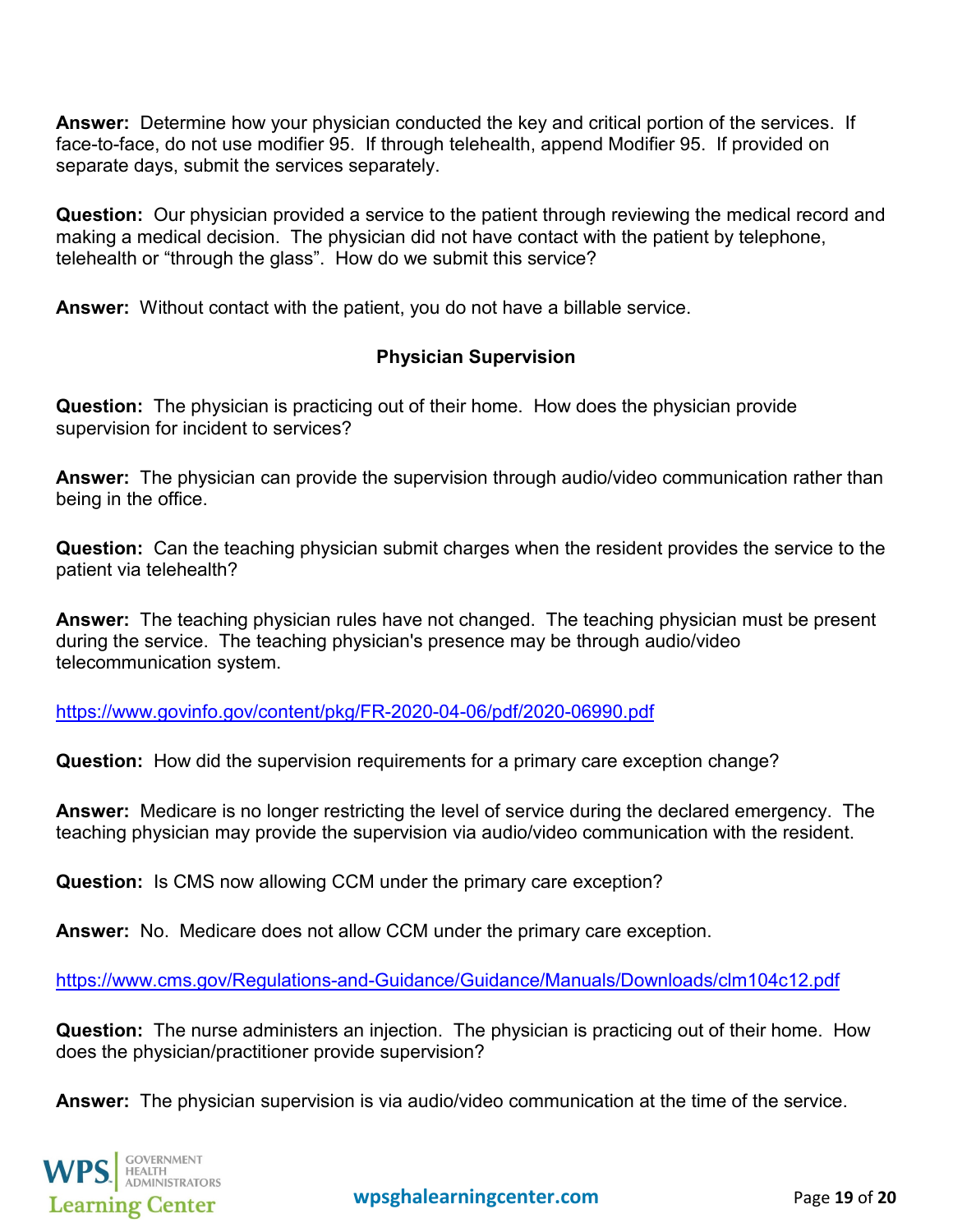**Answer:** Determine how your physician conducted the key and critical portion of the services. If face-to-face, do not use modifier 95. If through telehealth, append Modifier 95. If provided on separate days, submit the services separately.

**Question:** Our physician provided a service to the patient through reviewing the medical record and making a medical decision. The physician did not have contact with the patient by telephone, telehealth or "through the glass". How do we submit this service?

**Answer:** Without contact with the patient, you do not have a billable service.

## Physician Supervision

**Question:** The physician is practicing out of their home. How does the physician provide supervision for incident to services?

**Answer:** The physician can provide the supervision through audio/video communication rather than being in the office.

**Question:** Can the teaching physician submit charges when the resident provides the service to the patient via telehealth?

**Answer:** The teaching physician rules have not changed. The teaching physician must be present during the service. The teaching physician's presence may be through audio/video telecommunication system.

https://www.govinfo.gov/content/pkg/FR-2020-04-06/pdf/2020-06990.pdf

**Question:** How did the supervision requirements for a primary care exception change?

**Answer:** Medicare is no longer restricting the level of service during the declared emergency. The teaching physician may provide the supervision via audio/video communication with the resident.

**Question:** Is CMS now allowing CCM under the primary care exception?

**Answer:** No. Medicare does not allow CCM under the primary care exception.

https://www.cms.gov/Regulations-and-Guidance/Guidance/Manuals/Downloads/clm104c12.pdf

**Question:** The nurse administers an injection. The physician is practicing out of their home. How does the physician/practitioner provide supervision?

**Answer:** The physician supervision is via audio/video communication at the time of the service.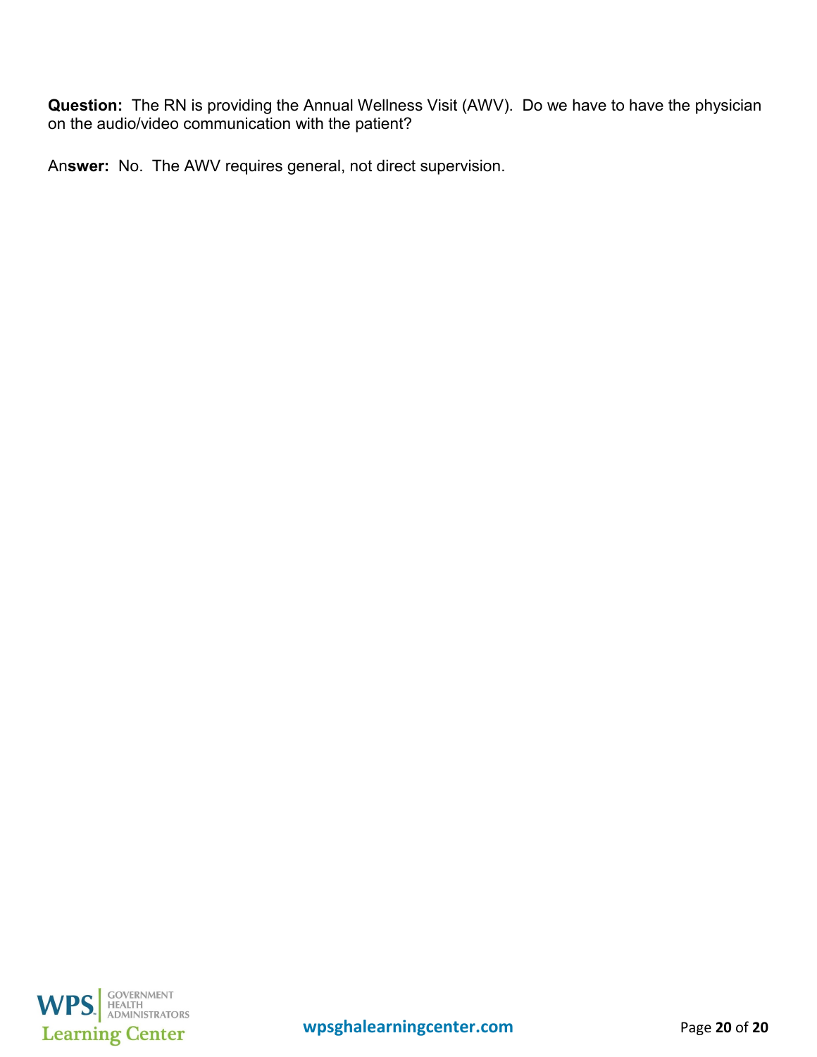**Question:** The RN is providing the Annual Wellness Visit (AWV). Do we have to have the physician on the audio/video communication with the patient?

**Answer:** No. The AWV requires general, not direct supervision.